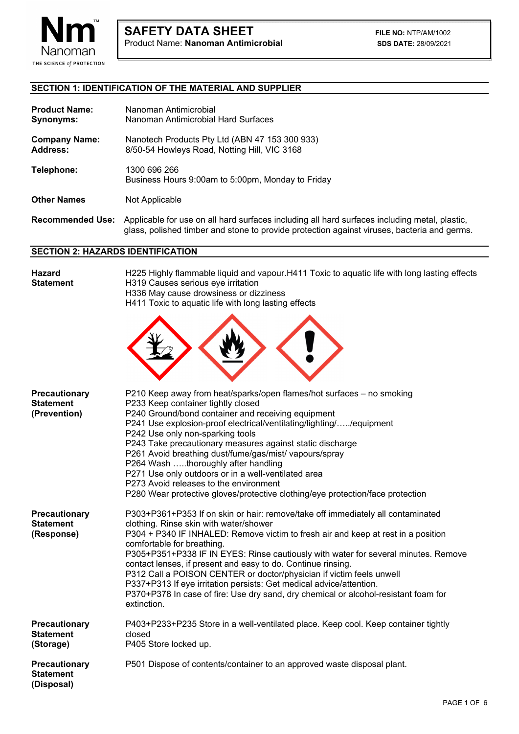# SAFETY DATA SHEET

Product Name: **Nanoman Antimicrobial**

**FILE NO:** NTP/AM/1002
**SDS DATE:** 28/09/2021

## SECTION 1: IDENTIFICATION OF THE MATERIAL AND SUPPLIER

| | |
|---|---|
| **Product Name:** | Nanoman Antimicrobial |
| **Synonyms:** | Nanoman Antimicrobial Hard Surfaces |
| **Company Name:** | Nanotech Products Pty Ltd (ABN 47 153 300 933) |
| **Address:** | 8/50-54 Howleys Road, Notting Hill, VIC 3168 |
| **Telephone:** | 1300 696 266<br>Business Hours 9:00am to 5:00pm, Monday to Friday |
| **Other Names** | Not Applicable |
| **Recommended Use:** | Applicable for use on all hard surfaces including all hard surfaces including metal, plastic, glass, polished timber and stone to provide protection against viruses, bacteria and germs. |

## SECTION 2: HAZARDS IDENTIFICATION

**Hazard Statement**

H225 Highly flammable liquid and vapour.H411 Toxic to aquatic life with long lasting effects
H319 Causes serious eye irritation
H336 May cause drowsiness or dizziness
H411 Toxic to aquatic life with long lasting effects

**Precautionary Statement (Prevention)**

P210 Keep away from heat/sparks/open flames/hot surfaces – no smoking
P233 Keep container tightly closed
P240 Ground/bond container and receiving equipment
P241 Use explosion-proof electrical/ventilating/lighting/…../equipment
P242 Use only non-sparking tools
P243 Take precautionary measures against static discharge
P261 Avoid breathing dust/fume/gas/mist/ vapours/spray
P264 Wash …..thoroughly after handling
P271 Use only outdoors or in a well-ventilated area
P273 Avoid releases to the environment
P280 Wear protective gloves/protective clothing/eye protection/face protection

**Precautionary Statement (Response)**

P303+P361+P353 If on skin or hair: remove/take off immediately all contaminated clothing. Rinse skin with water/shower
P304 + P340 IF INHALED: Remove victim to fresh air and keep at rest in a position comfortable for breathing.
P305+P351+P338 IF IN EYES: Rinse cautiously with water for several minutes. Remove contact lenses, if present and easy to do. Continue rinsing.
P312 Call a POISON CENTER or doctor/physician if victim feels unwell
P337+P313 If eye irritation persists: Get medical advice/attention.
P370+P378 In case of fire: Use dry sand, dry chemical or alcohol-resistant foam for extinction.

**Precautionary Statement (Storage)**

P403+P233+P235 Store in a well-ventilated place. Keep cool. Keep container tightly closed
P405 Store locked up.

**Precautionary Statement (Disposal)**

P501 Dispose of contents/container to an approved waste disposal plant.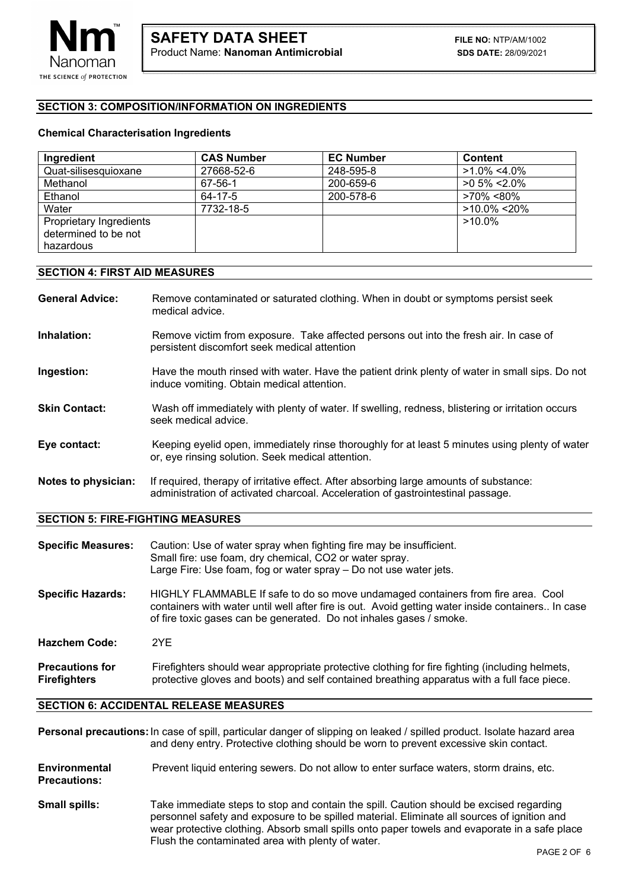## SECTION 3: COMPOSITION/INFORMATION ON INGREDIENTS

### Chemical Characterisation Ingredients

| Ingredient | CAS Number | EC Number | Content |
|---|---|---|---|
| Quat-silisesquioxane | 27668-52-6 | 248-595-8 | >1.0% <4.0% |
| Methanol | 67-56-1 | 200-659-6 | >0 5% <2.0% |
| Ethanol | 64-17-5 | 200-578-6 | >70% <80% |
| Water | 7732-18-5 | | >10.0% <20% |
| Proprietary Ingredients determined to be not hazardous | | | >10.0% |

## SECTION 4: FIRST AID MEASURES

**General Advice:** Remove contaminated or saturated clothing. When in doubt or symptoms persist seek medical advice.

**Inhalation:** Remove victim from exposure. Take affected persons out into the fresh air. In case of persistent discomfort seek medical attention

**Ingestion:** Have the mouth rinsed with water. Have the patient drink plenty of water in small sips. Do not induce vomiting. Obtain medical attention.

**Skin Contact:** Wash off immediately with plenty of water. If swelling, redness, blistering or irritation occurs seek medical advice.

**Eye contact:** Keeping eyelid open, immediately rinse thoroughly for at least 5 minutes using plenty of water or, eye rinsing solution. Seek medical attention.

**Notes to physician:** If required, therapy of irritative effect. After absorbing large amounts of substance: administration of activated charcoal. Acceleration of gastrointestinal passage.

## SECTION 5: FIRE-FIGHTING MEASURES

**Specific Measures:** Caution: Use of water spray when fighting fire may be insufficient.
Small fire: use foam, dry chemical, CO2 or water spray.
Large Fire: Use foam, fog or water spray – Do not use water jets.

**Specific Hazards:** HIGHLY FLAMMABLE If safe to do so move undamaged containers from fire area. Cool containers with water until well after fire is out. Avoid getting water inside containers.. In case of fire toxic gases can be generated. Do not inhales gases / smoke.

**Hazchem Code:** 2YE

**Precautions for Firefighters** Firefighters should wear appropriate protective clothing for fire fighting (including helmets, protective gloves and boots) and self contained breathing apparatus with a full face piece.

## SECTION 6: ACCIDENTAL RELEASE MEASURES

**Personal precautions:** In case of spill, particular danger of slipping on leaked / spilled product. Isolate hazard area and deny entry. Protective clothing should be worn to prevent excessive skin contact.

**Environmental Precautions:** Prevent liquid entering sewers. Do not allow to enter surface waters, storm drains, etc.

**Small spills:** Take immediate steps to stop and contain the spill. Caution should be excised regarding personnel safety and exposure to be spilled material. Eliminate all sources of ignition and wear protective clothing. Absorb small spills onto paper towels and evaporate in a safe place Flush the contaminated area with plenty of water.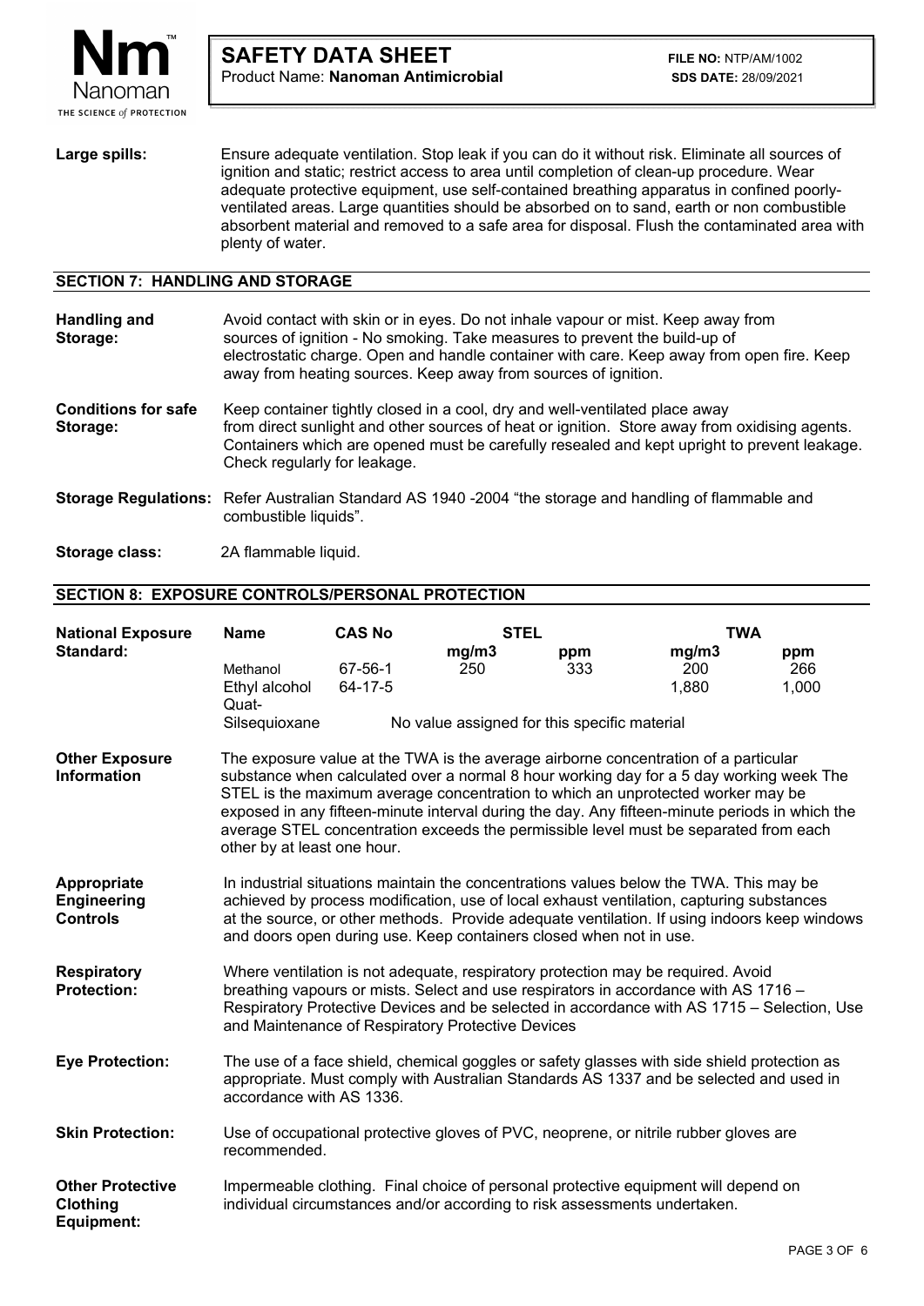**Large spills:** Ensure adequate ventilation. Stop leak if you can do it without risk. Eliminate all sources of ignition and static; restrict access to area until completion of clean-up procedure. Wear adequate protective equipment, use self-contained breathing apparatus in confined poorly-ventilated areas. Large quantities should be absorbed on to sand, earth or non combustible absorbent material and removed to a safe area for disposal. Flush the contaminated area with plenty of water.

## SECTION 7: HANDLING AND STORAGE

**Handling and Storage:** Avoid contact with skin or in eyes. Do not inhale vapour or mist. Keep away from sources of ignition - No smoking. Take measures to prevent the build-up of electrostatic charge. Open and handle container with care. Keep away from open fire. Keep away from heating sources. Keep away from sources of ignition.

**Conditions for safe Storage:** Keep container tightly closed in a cool, dry and well-ventilated place away from direct sunlight and other sources of heat or ignition. Store away from oxidising agents. Containers which are opened must be carefully resealed and kept upright to prevent leakage. Check regularly for leakage.

**Storage Regulations:** Refer Australian Standard AS 1940 -2004 “the storage and handling of flammable and combustible liquids”.

**Storage class:** 2A flammable liquid.

## SECTION 8: EXPOSURE CONTROLS/PERSONAL PROTECTION

**National Exposure Standard:**

| Name | CAS No | STEL | | TWA | |
|---|---|---|---|---|---|
| | | mg/m3 | ppm | mg/m3 | ppm |
| Methanol | 67-56-1 | 250 | 333 | 200 | 266 |
| Ethyl alcohol | 64-17-5 | | | 1,880 | 1,000 |
| Quat-Silsequioxane | | No value assigned for this specific material | | | |

**Other Exposure Information:** The exposure value at the TWA is the average airborne concentration of a particular substance when calculated over a normal 8 hour working day for a 5 day working week The STEL is the maximum average concentration to which an unprotected worker may be exposed in any fifteen-minute interval during the day. Any fifteen-minute periods in which the average STEL concentration exceeds the permissible level must be separated from each other by at least one hour.

**Appropriate Engineering Controls:** In industrial situations maintain the concentrations values below the TWA. This may be achieved by process modification, use of local exhaust ventilation, capturing substances at the source, or other methods. Provide adequate ventilation. If using indoors keep windows and doors open during use. Keep containers closed when not in use.

**Respiratory Protection:** Where ventilation is not adequate, respiratory protection may be required. Avoid breathing vapours or mists. Select and use respirators in accordance with AS 1716 – Respiratory Protective Devices and be selected in accordance with AS 1715 – Selection, Use and Maintenance of Respiratory Protective Devices

**Eye Protection:** The use of a face shield, chemical goggles or safety glasses with side shield protection as appropriate. Must comply with Australian Standards AS 1337 and be selected and used in accordance with AS 1336.

**Skin Protection:** Use of occupational protective gloves of PVC, neoprene, or nitrile rubber gloves are recommended.

**Other Protective Clothing Equipment:** Impermeable clothing. Final choice of personal protective equipment will depend on individual circumstances and/or according to risk assessments undertaken.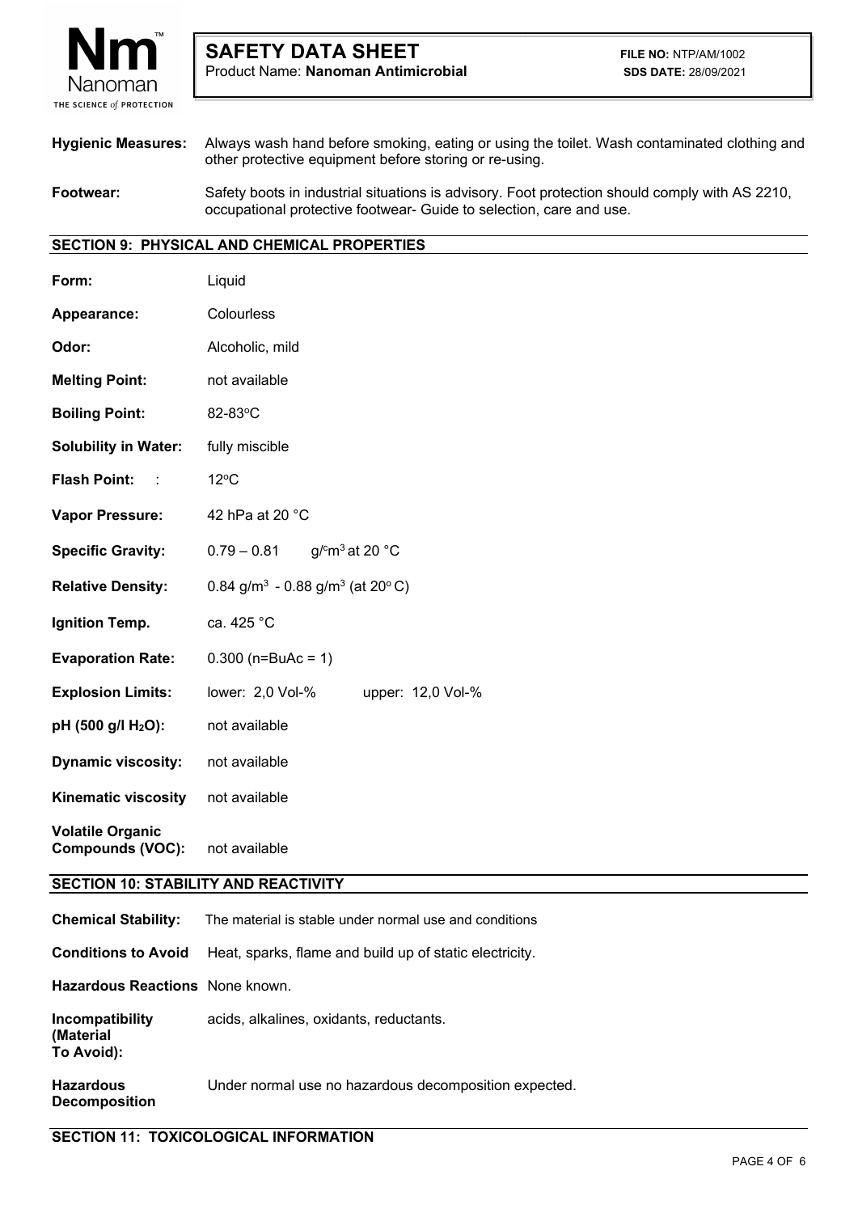**Hygienic Measures:** Always wash hand before smoking, eating or using the toilet. Wash contaminated clothing and other protective equipment before storing or re-using.

**Footwear:** Safety boots in industrial situations is advisory. Foot protection should comply with AS 2210, occupational protective footwear- Guide to selection, care and use.

## SECTION 9: PHYSICAL AND CHEMICAL PROPERTIES

**Form:** Liquid

**Appearance:** Colourless

**Odor:** Alcoholic, mild

**Melting Point:** not available

**Boiling Point:** 82-83°C

**Solubility in Water:** fully miscible

**Flash Point:** : 12°C

**Vapor Pressure:** 42 hPa at 20 °C

**Specific Gravity:** 0.79 – 0.81 g/°m$^3$ at 20 °C

**Relative Density:** 0.84 g/m$^3$ - 0.88 g/m$^3$ (at 20° C)

**Ignition Temp.** ca. 425 °C

**Evaporation Rate:** 0.300 (n=BuAc = 1)

**Explosion Limits:** lower: 2,0 Vol-% upper: 12,0 Vol-%

**pH (500 g/l $H_2O$):** not available

**Dynamic viscosity:** not available

**Kinematic viscosity** not available

**Volatile Organic Compounds (VOC):** not available

## SECTION 10: STABILITY AND REACTIVITY

**Chemical Stability:** The material is stable under normal use and conditions

**Conditions to Avoid** Heat, sparks, flame and build up of static electricity.

**Hazardous Reactions** None known.

**Incompatibility (Material To Avoid):** acids, alkalines, oxidants, reductants.

**Hazardous Decomposition** Under normal use no hazardous decomposition expected.

## SECTION 11: TOXICOLOGICAL INFORMATION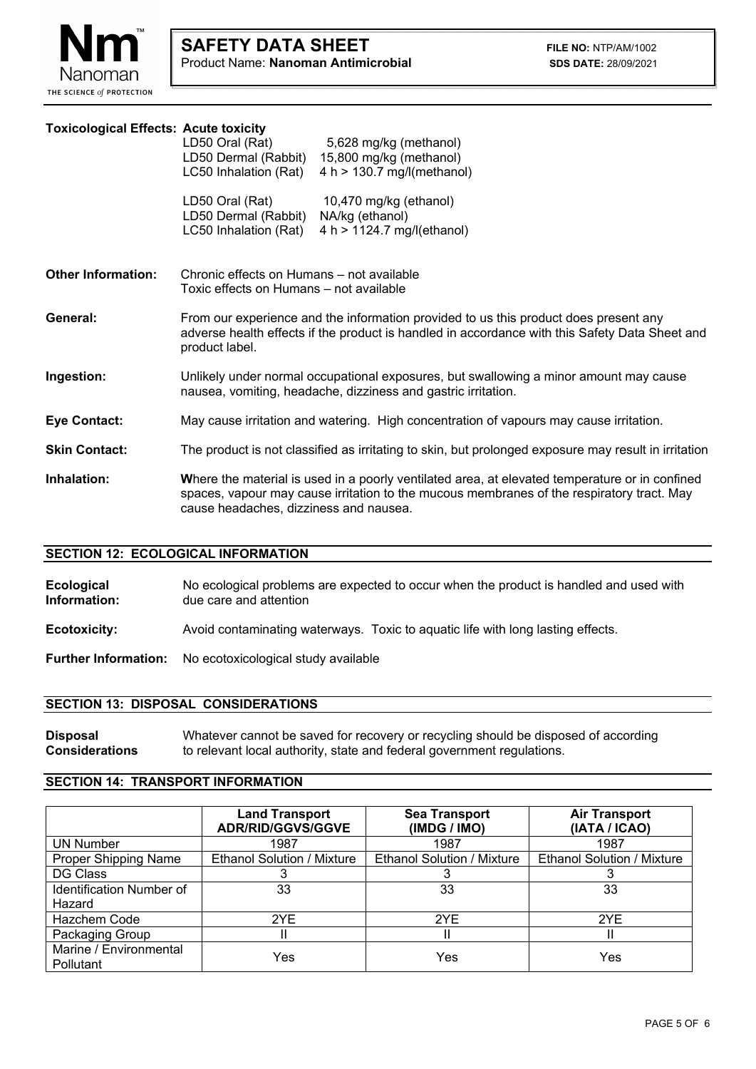**Toxicological Effects: Acute toxicity**

| | | |
|---|---|---|
| | LD50 Oral (Rat) | 5,628 mg/kg (methanol) |
| | LD50 Dermal (Rabbit) | 15,800 mg/kg (methanol) |
| | LC50 Inhalation (Rat) | 4 h > 130.7 mg/l(methanol) |
| | LD50 Oral (Rat) | 10,470 mg/kg (ethanol) |
| | LD50 Dermal (Rabbit) | NA/kg (ethanol) |
| | LC50 Inhalation (Rat) | 4 h > 1124.7 mg/l(ethanol) |

**Other Information:** Chronic effects on Humans – not available
Toxic effects on Humans – not available

**General:** From our experience and the information provided to us this product does present any adverse health effects if the product is handled in accordance with this Safety Data Sheet and product label.

**Ingestion:** Unlikely under normal occupational exposures, but swallowing a minor amount may cause nausea, vomiting, headache, dizziness and gastric irritation.

**Eye Contact:** May cause irritation and watering. High concentration of vapours may cause irritation.

**Skin Contact:** The product is not classified as irritating to skin, but prolonged exposure may result in irritation

**Inhalation:** **W**here the material is used in a poorly ventilated area, at elevated temperature or in confined spaces, vapour may cause irritation to the mucous membranes of the respiratory tract. May cause headaches, dizziness and nausea.

## SECTION 12: ECOLOGICAL INFORMATION

**Ecological Information:** No ecological problems are expected to occur when the product is handled and used with due care and attention

**Ecotoxicity:** Avoid contaminating waterways. Toxic to aquatic life with long lasting effects.

**Further Information:** No ecotoxicological study available

## SECTION 13: DISPOSAL CONSIDERATIONS

**Disposal Considerations** Whatever cannot be saved for recovery or recycling should be disposed of according to relevant local authority, state and federal government regulations.

## SECTION 14: TRANSPORT INFORMATION

| | Land Transport ADR/RID/GGVS/GGVE | Sea Transport (IMDG / IMO) | Air Transport (IATA / ICAO) |
|---|---|---|---|
| UN Number | 1987 | 1987 | 1987 |
| Proper Shipping Name | Ethanol Solution / Mixture | Ethanol Solution / Mixture | Ethanol Solution / Mixture |
| DG Class | 3 | 3 | 3 |
| Identification Number of Hazard | 33 | 33 | 33 |
| Hazchem Code | 2YE | 2YE | 2YE |
| Packaging Group | II | II | II |
| Marine / Environmental Pollutant | Yes | Yes | Yes |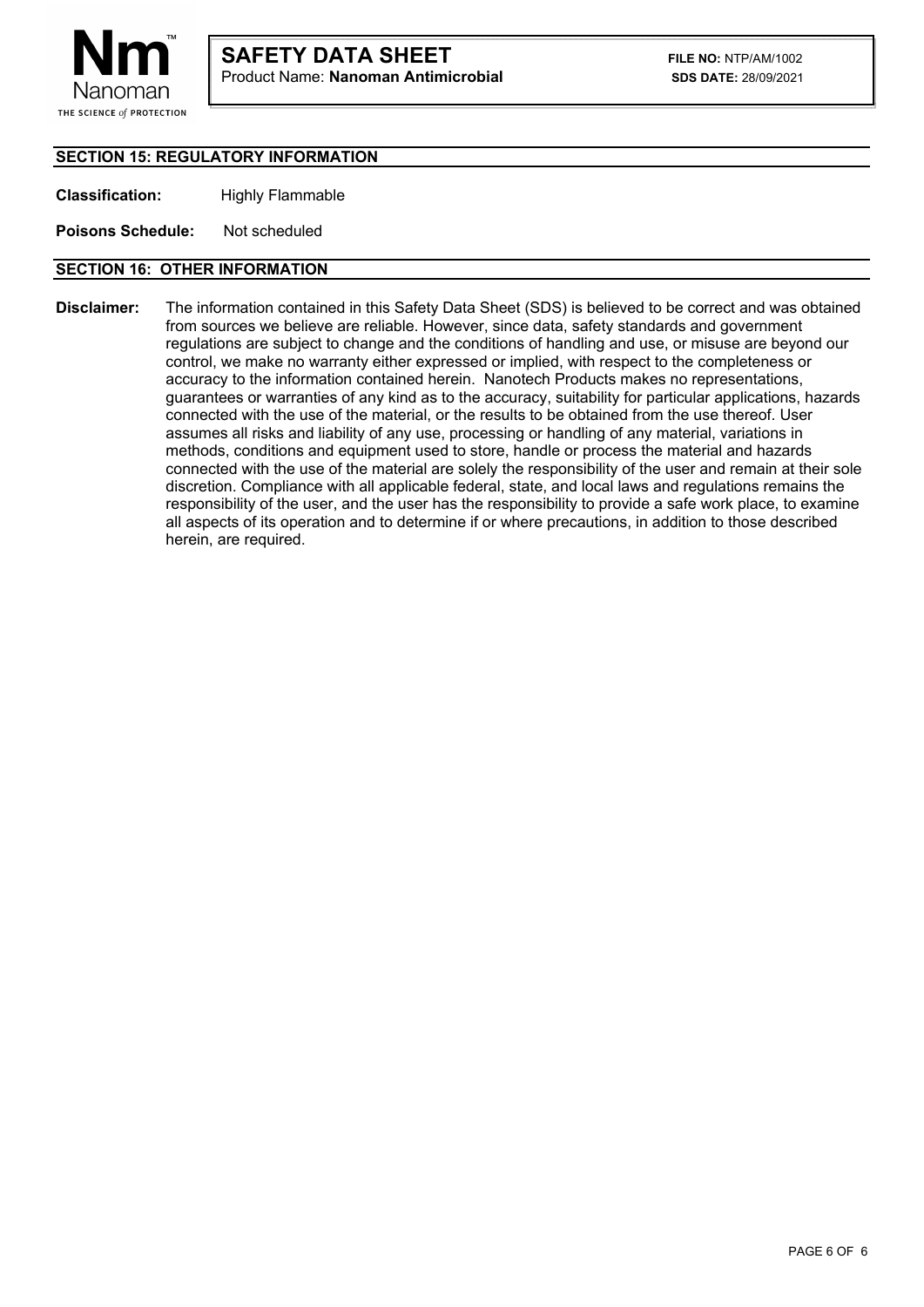## SECTION 15: REGULATORY INFORMATION

**Classification:** Highly Flammable

**Poisons Schedule:** Not scheduled

## SECTION 16: OTHER INFORMATION

**Disclaimer:** The information contained in this Safety Data Sheet (SDS) is believed to be correct and was obtained from sources we believe are reliable. However, since data, safety standards and government regulations are subject to change and the conditions of handling and use, or misuse are beyond our control, we make no warranty either expressed or implied, with respect to the completeness or accuracy to the information contained herein. Nanotech Products makes no representations, guarantees or warranties of any kind as to the accuracy, suitability for particular applications, hazards connected with the use of the material, or the results to be obtained from the use thereof. User assumes all risks and liability of any use, processing or handling of any material, variations in methods, conditions and equipment used to store, handle or process the material and hazards connected with the use of the material are solely the responsibility of the user and remain at their sole discretion. Compliance with all applicable federal, state, and local laws and regulations remains the responsibility of the user, and the user has the responsibility to provide a safe work place, to examine all aspects of its operation and to determine if or where precautions, in addition to those described herein, are required.